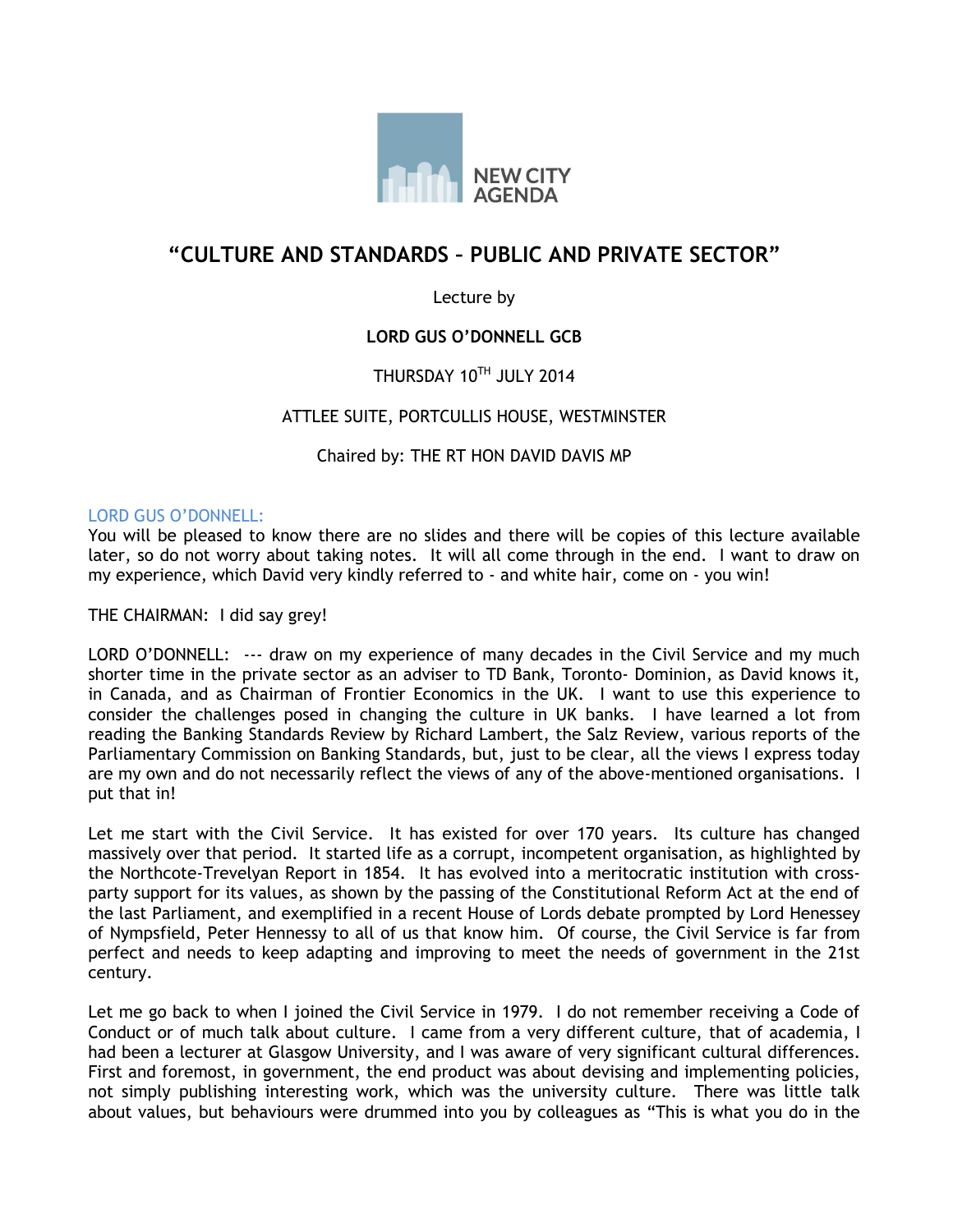NEW CITY AGENDA

# "CULTURE AND STANDARDS – PUBLIC AND PRIVATE SECTOR"

Lecture by

**LORD GUS O'DONNELL GCB**

THURSDAY 10[TH] JULY 2014

ATTLEE SUITE, PORTCULLIS HOUSE, WESTMINSTER

Chaired by: THE RT HON DAVID DAVIS MP

LORD GUS O'DONNELL:
You will be pleased to know there are no slides and there will be copies of this lecture available later, so do not worry about taking notes. It will all come through in the end. I want to draw on my experience, which David very kindly referred to - and white hair, come on - you win!

THE CHAIRMAN: I did say grey!

LORD O'DONNELL: --- draw on my experience of many decades in the Civil Service and my much shorter time in the private sector as an adviser to TD Bank, Toronto- Dominion, as David knows it, in Canada, and as Chairman of Frontier Economics in the UK. I want to use this experience to consider the challenges posed in changing the culture in UK banks. I have learned a lot from reading the Banking Standards Review by Richard Lambert, the Salz Review, various reports of the Parliamentary Commission on Banking Standards, but, just to be clear, all the views I express today are my own and do not necessarily reflect the views of any of the above-mentioned organisations. I put that in!

Let me start with the Civil Service. It has existed for over 170 years. Its culture has changed massively over that period. It started life as a corrupt, incompetent organisation, as highlighted by the Northcote-Trevelyan Report in 1854. It has evolved into a meritocratic institution with cross-party support for its values, as shown by the passing of the Constitutional Reform Act at the end of the last Parliament, and exemplified in a recent House of Lords debate prompted by Lord Henessey of Nympsfield, Peter Hennessy to all of us that know him. Of course, the Civil Service is far from perfect and needs to keep adapting and improving to meet the needs of government in the 21st century.

Let me go back to when I joined the Civil Service in 1979. I do not remember receiving a Code of Conduct or of much talk about culture. I came from a very different culture, that of academia, I had been a lecturer at Glasgow University, and I was aware of very significant cultural differences. First and foremost, in government, the end product was about devising and implementing policies, not simply publishing interesting work, which was the university culture. There was little talk about values, but behaviours were drummed into you by colleagues as "This is what you do in the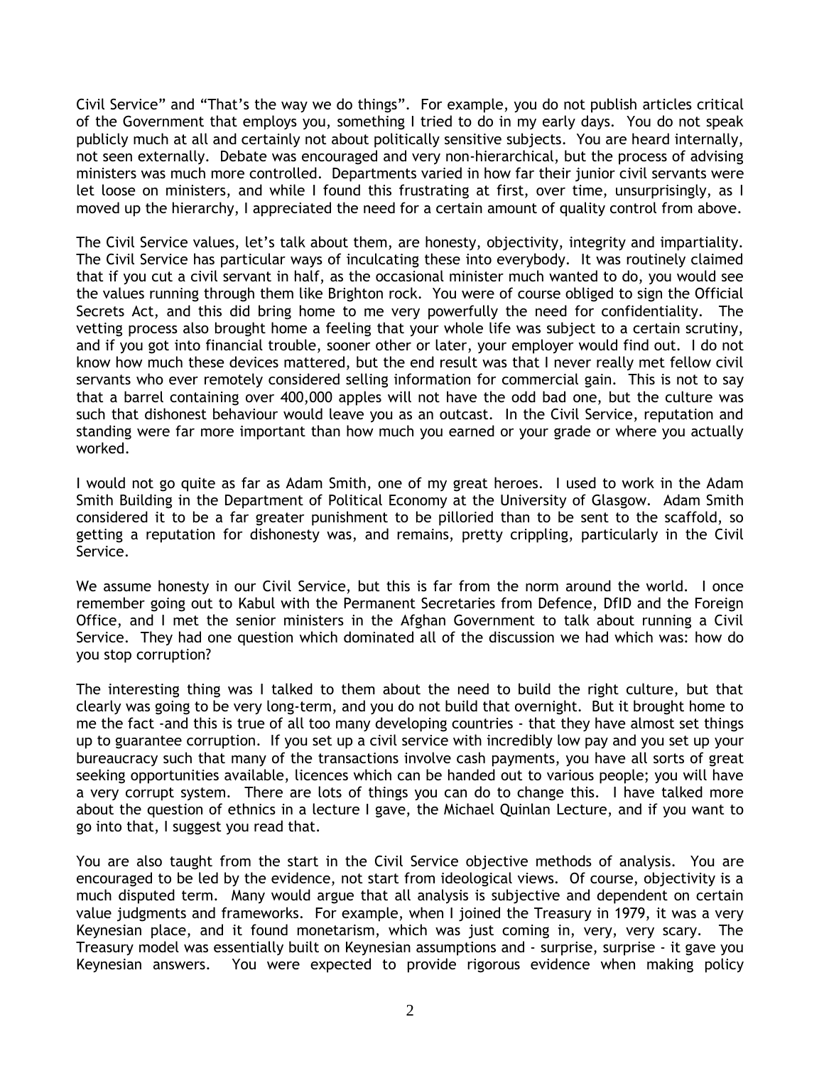Civil Service" and "That's the way we do things". For example, you do not publish articles critical of the Government that employs you, something I tried to do in my early days. You do not speak publicly much at all and certainly not about politically sensitive subjects. You are heard internally, not seen externally. Debate was encouraged and very non-hierarchical, but the process of advising ministers was much more controlled. Departments varied in how far their junior civil servants were let loose on ministers, and while I found this frustrating at first, over time, unsurprisingly, as I moved up the hierarchy, I appreciated the need for a certain amount of quality control from above.

The Civil Service values, let's talk about them, are honesty, objectivity, integrity and impartiality. The Civil Service has particular ways of inculcating these into everybody. It was routinely claimed that if you cut a civil servant in half, as the occasional minister much wanted to do, you would see the values running through them like Brighton rock. You were of course obliged to sign the Official Secrets Act, and this did bring home to me very powerfully the need for confidentiality. The vetting process also brought home a feeling that your whole life was subject to a certain scrutiny, and if you got into financial trouble, sooner other or later, your employer would find out. I do not know how much these devices mattered, but the end result was that I never really met fellow civil servants who ever remotely considered selling information for commercial gain. This is not to say that a barrel containing over 400,000 apples will not have the odd bad one, but the culture was such that dishonest behaviour would leave you as an outcast. In the Civil Service, reputation and standing were far more important than how much you earned or your grade or where you actually worked.

I would not go quite as far as Adam Smith, one of my great heroes. I used to work in the Adam Smith Building in the Department of Political Economy at the University of Glasgow. Adam Smith considered it to be a far greater punishment to be pilloried than to be sent to the scaffold, so getting a reputation for dishonesty was, and remains, pretty crippling, particularly in the Civil Service.

We assume honesty in our Civil Service, but this is far from the norm around the world. I once remember going out to Kabul with the Permanent Secretaries from Defence, DfID and the Foreign Office, and I met the senior ministers in the Afghan Government to talk about running a Civil Service. They had one question which dominated all of the discussion we had which was: how do you stop corruption?

The interesting thing was I talked to them about the need to build the right culture, but that clearly was going to be very long-term, and you do not build that overnight. But it brought home to me the fact -and this is true of all too many developing countries - that they have almost set things up to guarantee corruption. If you set up a civil service with incredibly low pay and you set up your bureaucracy such that many of the transactions involve cash payments, you have all sorts of great seeking opportunities available, licences which can be handed out to various people; you will have a very corrupt system. There are lots of things you can do to change this. I have talked more about the question of ethnics in a lecture I gave, the Michael Quinlan Lecture, and if you want to go into that, I suggest you read that.

You are also taught from the start in the Civil Service objective methods of analysis. You are encouraged to be led by the evidence, not start from ideological views. Of course, objectivity is a much disputed term. Many would argue that all analysis is subjective and dependent on certain value judgments and frameworks. For example, when I joined the Treasury in 1979, it was a very Keynesian place, and it found monetarism, which was just coming in, very, very scary. The Treasury model was essentially built on Keynesian assumptions and - surprise, surprise - it gave you Keynesian answers. You were expected to provide rigorous evidence when making policy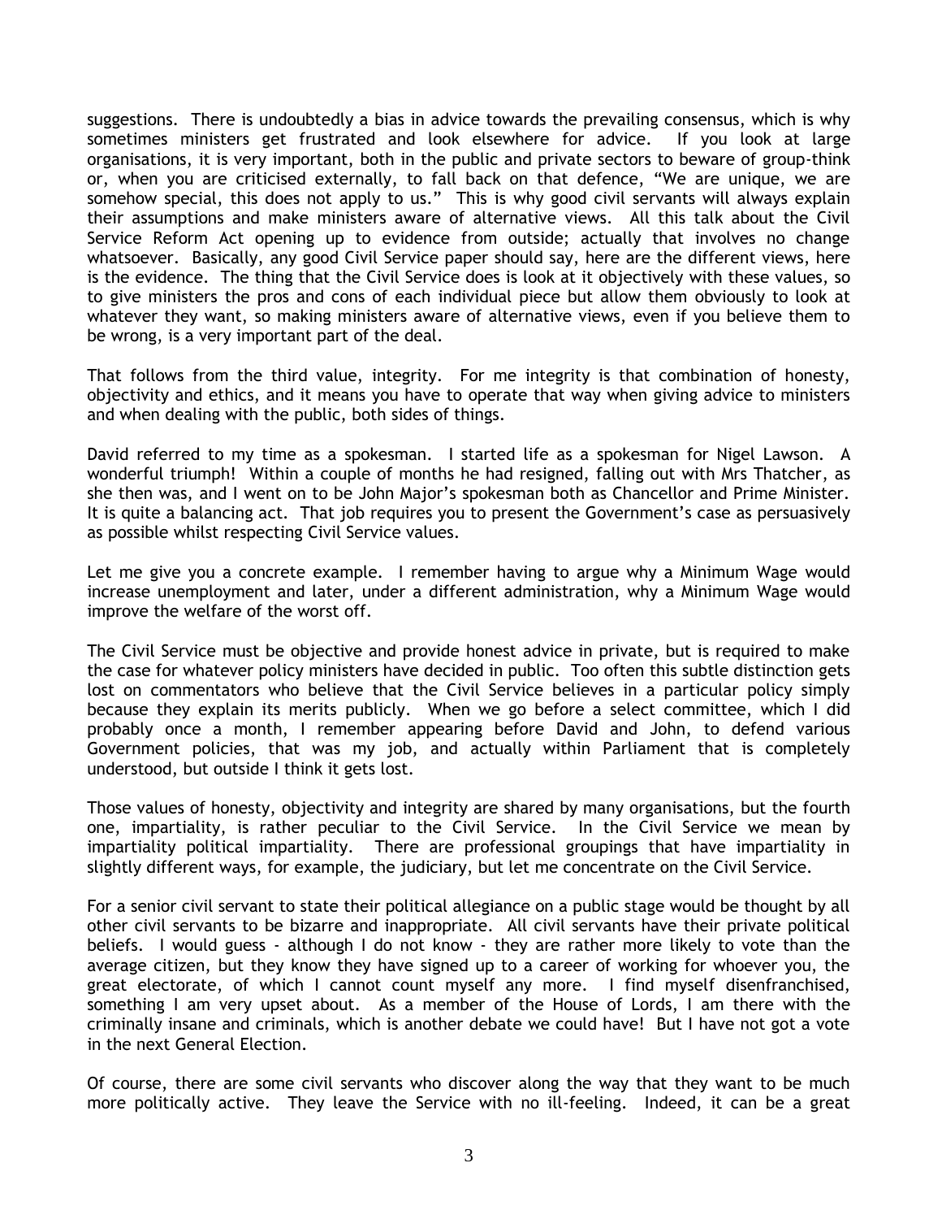suggestions. There is undoubtedly a bias in advice towards the prevailing consensus, which is why sometimes ministers get frustrated and look elsewhere for advice. If you look at large organisations, it is very important, both in the public and private sectors to beware of group-think or, when you are criticised externally, to fall back on that defence, "We are unique, we are somehow special, this does not apply to us." This is why good civil servants will always explain their assumptions and make ministers aware of alternative views. All this talk about the Civil Service Reform Act opening up to evidence from outside; actually that involves no change whatsoever. Basically, any good Civil Service paper should say, here are the different views, here is the evidence. The thing that the Civil Service does is look at it objectively with these values, so to give ministers the pros and cons of each individual piece but allow them obviously to look at whatever they want, so making ministers aware of alternative views, even if you believe them to be wrong, is a very important part of the deal.

That follows from the third value, integrity. For me integrity is that combination of honesty, objectivity and ethics, and it means you have to operate that way when giving advice to ministers and when dealing with the public, both sides of things.

David referred to my time as a spokesman. I started life as a spokesman for Nigel Lawson. A wonderful triumph! Within a couple of months he had resigned, falling out with Mrs Thatcher, as she then was, and I went on to be John Major's spokesman both as Chancellor and Prime Minister. It is quite a balancing act. That job requires you to present the Government's case as persuasively as possible whilst respecting Civil Service values.

Let me give you a concrete example. I remember having to argue why a Minimum Wage would increase unemployment and later, under a different administration, why a Minimum Wage would improve the welfare of the worst off.

The Civil Service must be objective and provide honest advice in private, but is required to make the case for whatever policy ministers have decided in public. Too often this subtle distinction gets lost on commentators who believe that the Civil Service believes in a particular policy simply because they explain its merits publicly. When we go before a select committee, which I did probably once a month, I remember appearing before David and John, to defend various Government policies, that was my job, and actually within Parliament that is completely understood, but outside I think it gets lost.

Those values of honesty, objectivity and integrity are shared by many organisations, but the fourth one, impartiality, is rather peculiar to the Civil Service. In the Civil Service we mean by impartiality political impartiality. There are professional groupings that have impartiality in slightly different ways, for example, the judiciary, but let me concentrate on the Civil Service.

For a senior civil servant to state their political allegiance on a public stage would be thought by all other civil servants to be bizarre and inappropriate. All civil servants have their private political beliefs. I would guess - although I do not know - they are rather more likely to vote than the average citizen, but they know they have signed up to a career of working for whoever you, the great electorate, of which I cannot count myself any more. I find myself disenfranchised, something I am very upset about. As a member of the House of Lords, I am there with the criminally insane and criminals, which is another debate we could have! But I have not got a vote in the next General Election.

Of course, there are some civil servants who discover along the way that they want to be much more politically active. They leave the Service with no ill-feeling. Indeed, it can be a great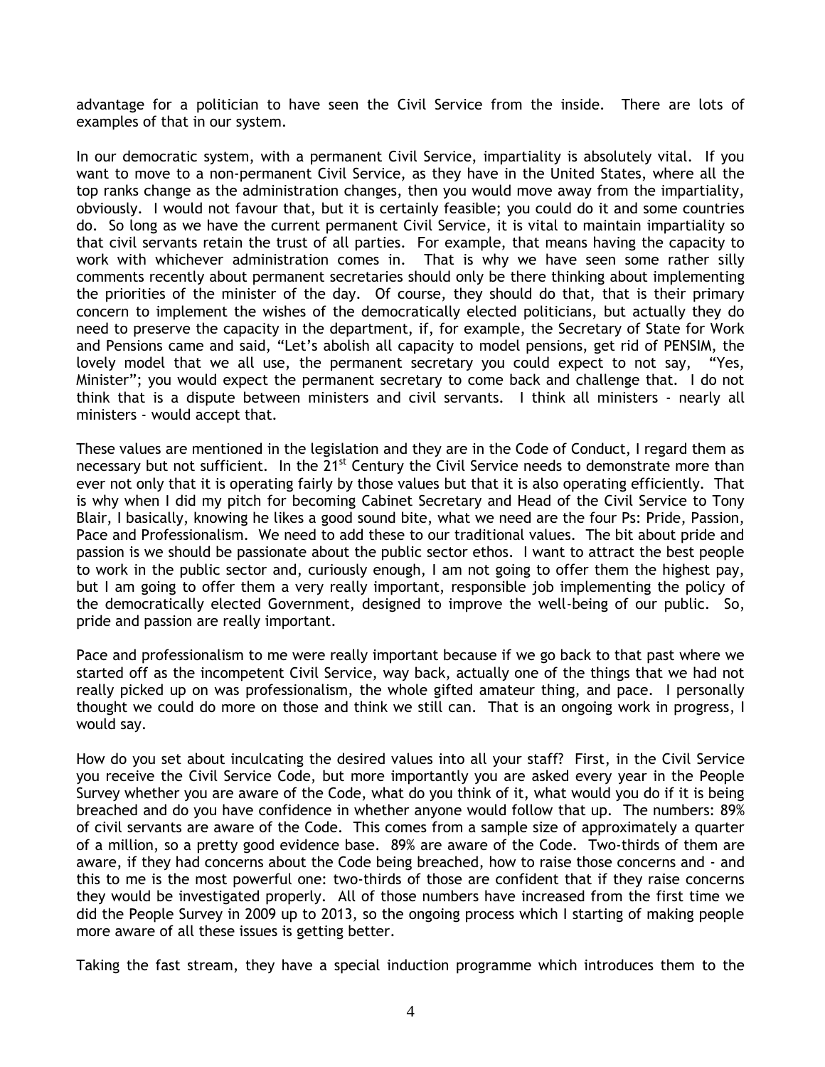advantage for a politician to have seen the Civil Service from the inside. There are lots of examples of that in our system.

In our democratic system, with a permanent Civil Service, impartiality is absolutely vital. If you want to move to a non-permanent Civil Service, as they have in the United States, where all the top ranks change as the administration changes, then you would move away from the impartiality, obviously. I would not favour that, but it is certainly feasible; you could do it and some countries do. So long as we have the current permanent Civil Service, it is vital to maintain impartiality so that civil servants retain the trust of all parties. For example, that means having the capacity to work with whichever administration comes in. That is why we have seen some rather silly comments recently about permanent secretaries should only be there thinking about implementing the priorities of the minister of the day. Of course, they should do that, that is their primary concern to implement the wishes of the democratically elected politicians, but actually they do need to preserve the capacity in the department, if, for example, the Secretary of State for Work and Pensions came and said, "Let's abolish all capacity to model pensions, get rid of PENSIM, the lovely model that we all use, the permanent secretary you could expect to not say, "Yes, Minister"; you would expect the permanent secretary to come back and challenge that. I do not think that is a dispute between ministers and civil servants. I think all ministers - nearly all ministers - would accept that.

These values are mentioned in the legislation and they are in the Code of Conduct, I regard them as necessary but not sufficient. In the 21st Century the Civil Service needs to demonstrate more than ever not only that it is operating fairly by those values but that it is also operating efficiently. That is why when I did my pitch for becoming Cabinet Secretary and Head of the Civil Service to Tony Blair, I basically, knowing he likes a good sound bite, what we need are the four Ps: Pride, Passion, Pace and Professionalism. We need to add these to our traditional values. The bit about pride and passion is we should be passionate about the public sector ethos. I want to attract the best people to work in the public sector and, curiously enough, I am not going to offer them the highest pay, but I am going to offer them a very really important, responsible job implementing the policy of the democratically elected Government, designed to improve the well-being of our public. So, pride and passion are really important.

Pace and professionalism to me were really important because if we go back to that past where we started off as the incompetent Civil Service, way back, actually one of the things that we had not really picked up on was professionalism, the whole gifted amateur thing, and pace. I personally thought we could do more on those and think we still can. That is an ongoing work in progress, I would say.

How do you set about inculcating the desired values into all your staff? First, in the Civil Service you receive the Civil Service Code, but more importantly you are asked every year in the People Survey whether you are aware of the Code, what do you think of it, what would you do if it is being breached and do you have confidence in whether anyone would follow that up. The numbers: 89% of civil servants are aware of the Code. This comes from a sample size of approximately a quarter of a million, so a pretty good evidence base. 89% are aware of the Code. Two-thirds of them are aware, if they had concerns about the Code being breached, how to raise those concerns and - and this to me is the most powerful one: two-thirds of those are confident that if they raise concerns they would be investigated properly. All of those numbers have increased from the first time we did the People Survey in 2009 up to 2013, so the ongoing process which I starting of making people more aware of all these issues is getting better.

Taking the fast stream, they have a special induction programme which introduces them to the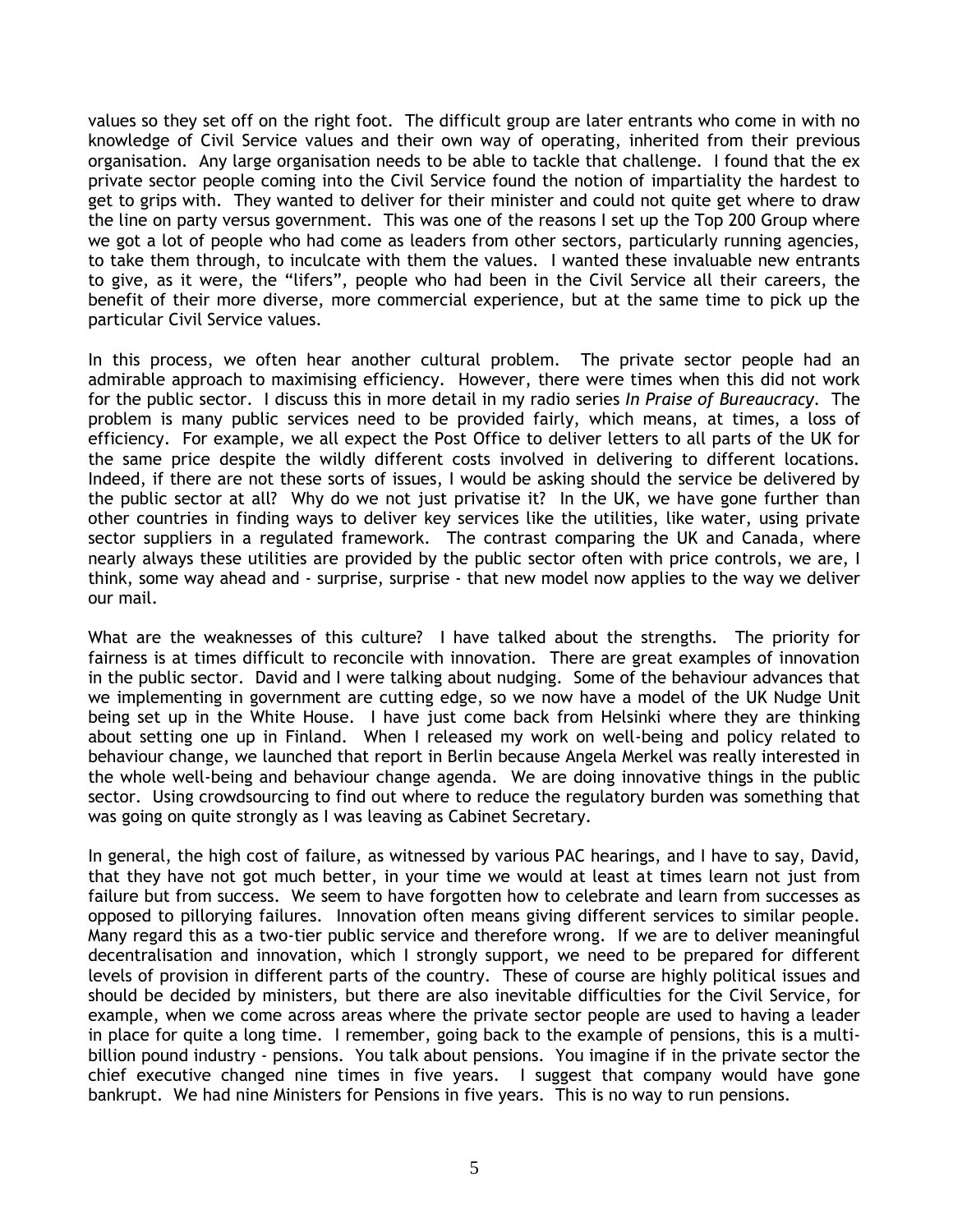values so they set off on the right foot. The difficult group are later entrants who come in with no knowledge of Civil Service values and their own way of operating, inherited from their previous organisation. Any large organisation needs to be able to tackle that challenge. I found that the ex private sector people coming into the Civil Service found the notion of impartiality the hardest to get to grips with. They wanted to deliver for their minister and could not quite get where to draw the line on party versus government. This was one of the reasons I set up the Top 200 Group where we got a lot of people who had come as leaders from other sectors, particularly running agencies, to take them through, to inculcate with them the values. I wanted these invaluable new entrants to give, as it were, the "lifers", people who had been in the Civil Service all their careers, the benefit of their more diverse, more commercial experience, but at the same time to pick up the particular Civil Service values.

In this process, we often hear another cultural problem. The private sector people had an admirable approach to maximising efficiency. However, there were times when this did not work for the public sector. I discuss this in more detail in my radio series *In Praise of Bureaucracy*. The problem is many public services need to be provided fairly, which means, at times, a loss of efficiency. For example, we all expect the Post Office to deliver letters to all parts of the UK for the same price despite the wildly different costs involved in delivering to different locations. Indeed, if there are not these sorts of issues, I would be asking should the service be delivered by the public sector at all? Why do we not just privatise it? In the UK, we have gone further than other countries in finding ways to deliver key services like the utilities, like water, using private sector suppliers in a regulated framework. The contrast comparing the UK and Canada, where nearly always these utilities are provided by the public sector often with price controls, we are, I think, some way ahead and - surprise, surprise - that new model now applies to the way we deliver our mail.

What are the weaknesses of this culture? I have talked about the strengths. The priority for fairness is at times difficult to reconcile with innovation. There are great examples of innovation in the public sector. David and I were talking about nudging. Some of the behaviour advances that we implementing in government are cutting edge, so we now have a model of the UK Nudge Unit being set up in the White House. I have just come back from Helsinki where they are thinking about setting one up in Finland. When I released my work on well-being and policy related to behaviour change, we launched that report in Berlin because Angela Merkel was really interested in the whole well-being and behaviour change agenda. We are doing innovative things in the public sector. Using crowdsourcing to find out where to reduce the regulatory burden was something that was going on quite strongly as I was leaving as Cabinet Secretary.

In general, the high cost of failure, as witnessed by various PAC hearings, and I have to say, David, that they have not got much better, in your time we would at least at times learn not just from failure but from success. We seem to have forgotten how to celebrate and learn from successes as opposed to pillorying failures. Innovation often means giving different services to similar people. Many regard this as a two-tier public service and therefore wrong. If we are to deliver meaningful decentralisation and innovation, which I strongly support, we need to be prepared for different levels of provision in different parts of the country. These of course are highly political issues and should be decided by ministers, but there are also inevitable difficulties for the Civil Service, for example, when we come across areas where the private sector people are used to having a leader in place for quite a long time. I remember, going back to the example of pensions, this is a multi-billion pound industry - pensions. You talk about pensions. You imagine if in the private sector the chief executive changed nine times in five years. I suggest that company would have gone bankrupt. We had nine Ministers for Pensions in five years. This is no way to run pensions.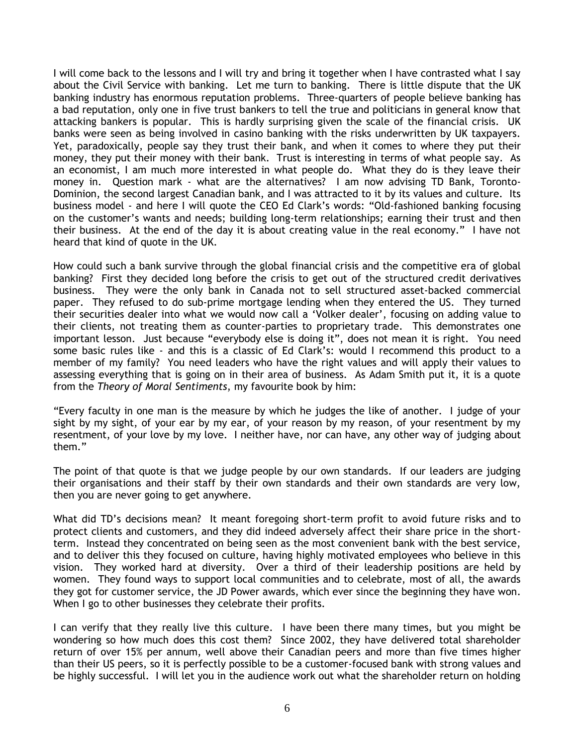I will come back to the lessons and I will try and bring it together when I have contrasted what I say about the Civil Service with banking. Let me turn to banking. There is little dispute that the UK banking industry has enormous reputation problems. Three-quarters of people believe banking has a bad reputation, only one in five trust bankers to tell the true and politicians in general know that attacking bankers is popular. This is hardly surprising given the scale of the financial crisis. UK banks were seen as being involved in casino banking with the risks underwritten by UK taxpayers. Yet, paradoxically, people say they trust their bank, and when it comes to where they put their money, they put their money with their bank. Trust is interesting in terms of what people say. As an economist, I am much more interested in what people do. What they do is they leave their money in. Question mark - what are the alternatives? I am now advising TD Bank, Toronto-Dominion, the second largest Canadian bank, and I was attracted to it by its values and culture. Its business model - and here I will quote the CEO Ed Clark's words: "Old-fashioned banking focusing on the customer's wants and needs; building long-term relationships; earning their trust and then their business. At the end of the day it is about creating value in the real economy." I have not heard that kind of quote in the UK.

How could such a bank survive through the global financial crisis and the competitive era of global banking? First they decided long before the crisis to get out of the structured credit derivatives business. They were the only bank in Canada not to sell structured asset-backed commercial paper. They refused to do sub-prime mortgage lending when they entered the US. They turned their securities dealer into what we would now call a 'Volker dealer', focusing on adding value to their clients, not treating them as counter-parties to proprietary trade. This demonstrates one important lesson. Just because "everybody else is doing it", does not mean it is right. You need some basic rules like - and this is a classic of Ed Clark's: would I recommend this product to a member of my family? You need leaders who have the right values and will apply their values to assessing everything that is going on in their area of business. As Adam Smith put it, it is a quote from the *Theory of Moral Sentiments*, my favourite book by him:

"Every faculty in one man is the measure by which he judges the like of another. I judge of your sight by my sight, of your ear by my ear, of your reason by my reason, of your resentment by my resentment, of your love by my love. I neither have, nor can have, any other way of judging about them."

The point of that quote is that we judge people by our own standards. If our leaders are judging their organisations and their staff by their own standards and their own standards are very low, then you are never going to get anywhere.

What did TD's decisions mean? It meant foregoing short-term profit to avoid future risks and to protect clients and customers, and they did indeed adversely affect their share price in the short-term. Instead they concentrated on being seen as the most convenient bank with the best service, and to deliver this they focused on culture, having highly motivated employees who believe in this vision. They worked hard at diversity. Over a third of their leadership positions are held by women. They found ways to support local communities and to celebrate, most of all, the awards they got for customer service, the JD Power awards, which ever since the beginning they have won. When I go to other businesses they celebrate their profits.

I can verify that they really live this culture. I have been there many times, but you might be wondering so how much does this cost them? Since 2002, they have delivered total shareholder return of over 15% per annum, well above their Canadian peers and more than five times higher than their US peers, so it is perfectly possible to be a customer-focused bank with strong values and be highly successful. I will let you in the audience work out what the shareholder return on holding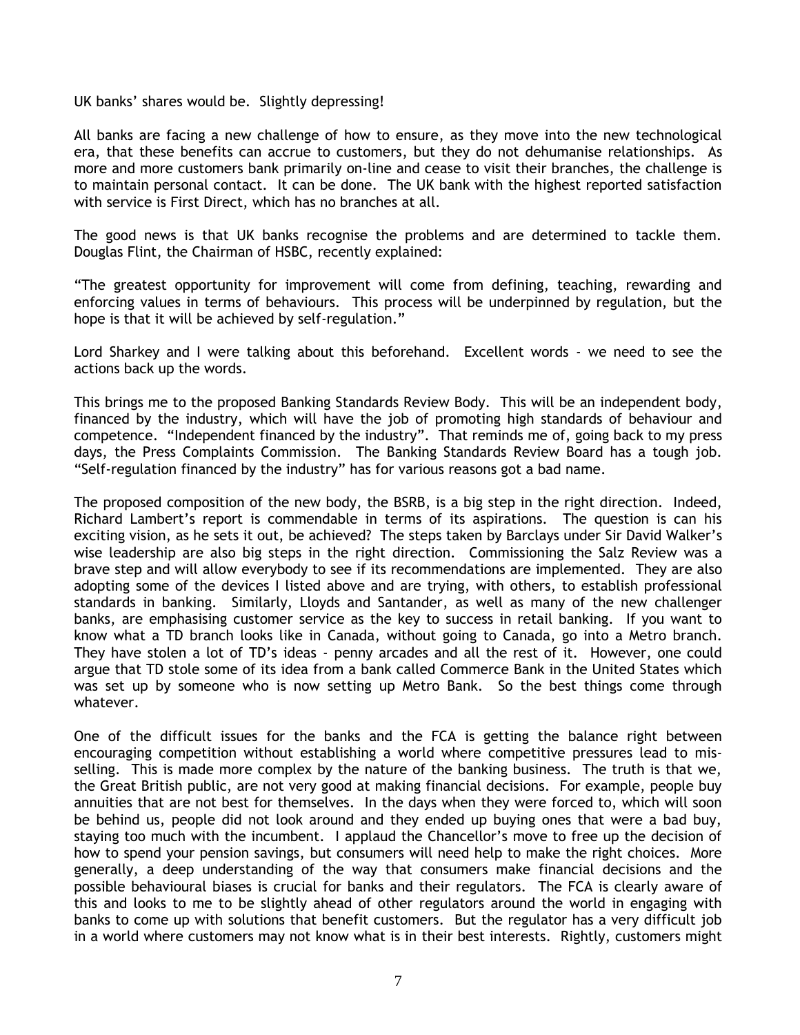UK banks' shares would be. Slightly depressing!

All banks are facing a new challenge of how to ensure, as they move into the new technological era, that these benefits can accrue to customers, but they do not dehumanise relationships. As more and more customers bank primarily on-line and cease to visit their branches, the challenge is to maintain personal contact. It can be done. The UK bank with the highest reported satisfaction with service is First Direct, which has no branches at all.

The good news is that UK banks recognise the problems and are determined to tackle them. Douglas Flint, the Chairman of HSBC, recently explained:

"The greatest opportunity for improvement will come from defining, teaching, rewarding and enforcing values in terms of behaviours. This process will be underpinned by regulation, but the hope is that it will be achieved by self-regulation."

Lord Sharkey and I were talking about this beforehand. Excellent words - we need to see the actions back up the words.

This brings me to the proposed Banking Standards Review Body. This will be an independent body, financed by the industry, which will have the job of promoting high standards of behaviour and competence. "Independent financed by the industry". That reminds me of, going back to my press days, the Press Complaints Commission. The Banking Standards Review Board has a tough job. "Self-regulation financed by the industry" has for various reasons got a bad name.

The proposed composition of the new body, the BSRB, is a big step in the right direction. Indeed, Richard Lambert's report is commendable in terms of its aspirations. The question is can his exciting vision, as he sets it out, be achieved? The steps taken by Barclays under Sir David Walker's wise leadership are also big steps in the right direction. Commissioning the Salz Review was a brave step and will allow everybody to see if its recommendations are implemented. They are also adopting some of the devices I listed above and are trying, with others, to establish professional standards in banking. Similarly, Lloyds and Santander, as well as many of the new challenger banks, are emphasising customer service as the key to success in retail banking. If you want to know what a TD branch looks like in Canada, without going to Canada, go into a Metro branch. They have stolen a lot of TD's ideas - penny arcades and all the rest of it. However, one could argue that TD stole some of its idea from a bank called Commerce Bank in the United States which was set up by someone who is now setting up Metro Bank. So the best things come through whatever.

One of the difficult issues for the banks and the FCA is getting the balance right between encouraging competition without establishing a world where competitive pressures lead to mis-selling. This is made more complex by the nature of the banking business. The truth is that we, the Great British public, are not very good at making financial decisions. For example, people buy annuities that are not best for themselves. In the days when they were forced to, which will soon be behind us, people did not look around and they ended up buying ones that were a bad buy, staying too much with the incumbent. I applaud the Chancellor's move to free up the decision of how to spend your pension savings, but consumers will need help to make the right choices. More generally, a deep understanding of the way that consumers make financial decisions and the possible behavioural biases is crucial for banks and their regulators. The FCA is clearly aware of this and looks to me to be slightly ahead of other regulators around the world in engaging with banks to come up with solutions that benefit customers. But the regulator has a very difficult job in a world where customers may not know what is in their best interests. Rightly, customers might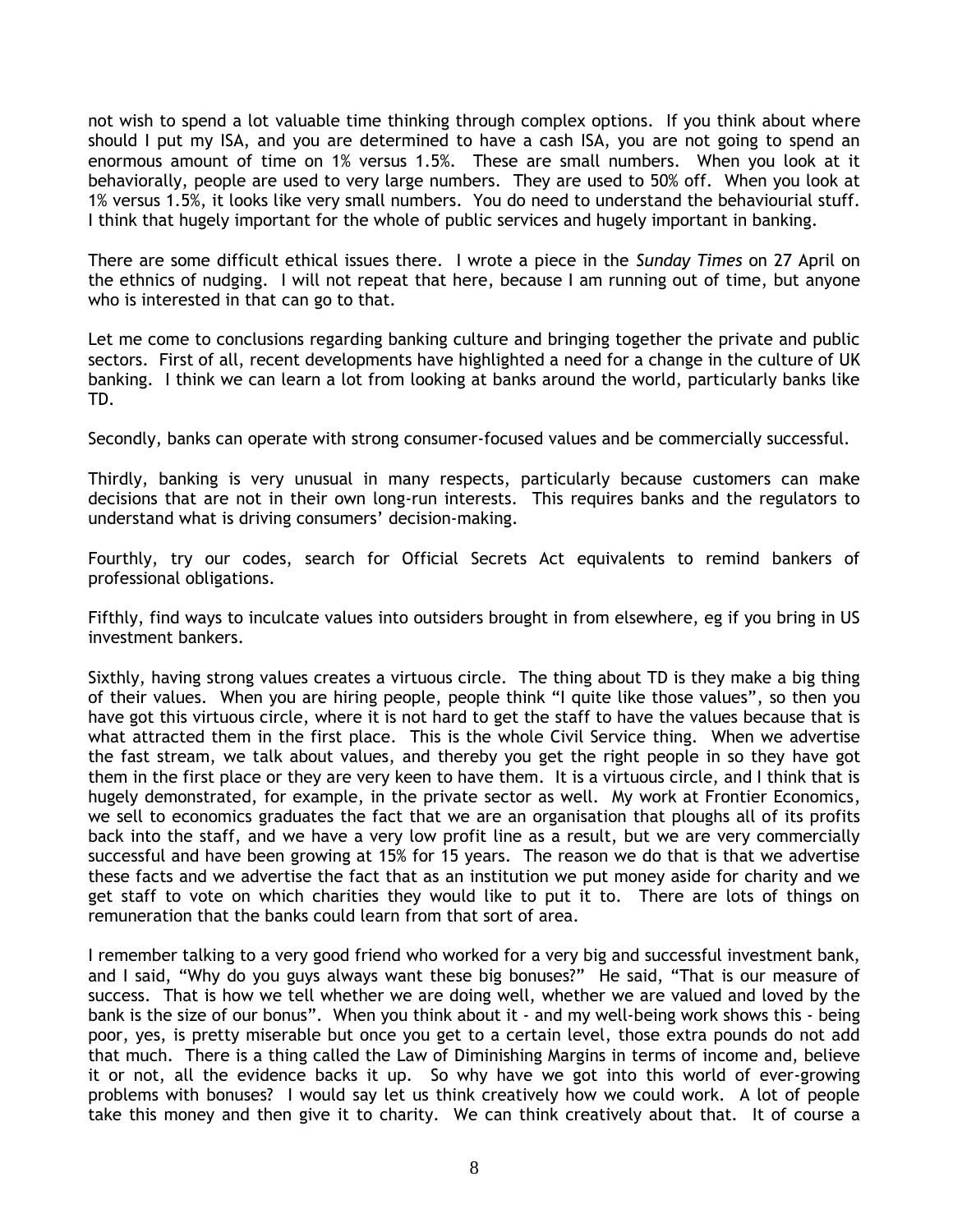not wish to spend a lot valuable time thinking through complex options. If you think about where should I put my ISA, and you are determined to have a cash ISA, you are not going to spend an enormous amount of time on 1% versus 1.5%. These are small numbers. When you look at it behaviorally, people are used to very large numbers. They are used to 50% off. When you look at 1% versus 1.5%, it looks like very small numbers. You do need to understand the behaviourial stuff. I think that hugely important for the whole of public services and hugely important in banking.

There are some difficult ethical issues there. I wrote a piece in the *Sunday Times* on 27 April on the ethnics of nudging. I will not repeat that here, because I am running out of time, but anyone who is interested in that can go to that.

Let me come to conclusions regarding banking culture and bringing together the private and public sectors. First of all, recent developments have highlighted a need for a change in the culture of UK banking. I think we can learn a lot from looking at banks around the world, particularly banks like TD.

Secondly, banks can operate with strong consumer-focused values and be commercially successful.

Thirdly, banking is very unusual in many respects, particularly because customers can make decisions that are not in their own long-run interests. This requires banks and the regulators to understand what is driving consumers' decision-making.

Fourthly, try our codes, search for Official Secrets Act equivalents to remind bankers of professional obligations.

Fifthly, find ways to inculcate values into outsiders brought in from elsewhere, eg if you bring in US investment bankers.

Sixthly, having strong values creates a virtuous circle. The thing about TD is they make a big thing of their values. When you are hiring people, people think "I quite like those values", so then you have got this virtuous circle, where it is not hard to get the staff to have the values because that is what attracted them in the first place. This is the whole Civil Service thing. When we advertise the fast stream, we talk about values, and thereby you get the right people in so they have got them in the first place or they are very keen to have them. It is a virtuous circle, and I think that is hugely demonstrated, for example, in the private sector as well. My work at Frontier Economics, we sell to economics graduates the fact that we are an organisation that ploughs all of its profits back into the staff, and we have a very low profit line as a result, but we are very commercially successful and have been growing at 15% for 15 years. The reason we do that is that we advertise these facts and we advertise the fact that as an institution we put money aside for charity and we get staff to vote on which charities they would like to put it to. There are lots of things on remuneration that the banks could learn from that sort of area.

I remember talking to a very good friend who worked for a very big and successful investment bank, and I said, "Why do you guys always want these big bonuses?" He said, "That is our measure of success. That is how we tell whether we are doing well, whether we are valued and loved by the bank is the size of our bonus". When you think about it - and my well-being work shows this - being poor, yes, is pretty miserable but once you get to a certain level, those extra pounds do not add that much. There is a thing called the Law of Diminishing Margins in terms of income and, believe it or not, all the evidence backs it up. So why have we got into this world of ever-growing problems with bonuses? I would say let us think creatively how we could work. A lot of people take this money and then give it to charity. We can think creatively about that. It of course a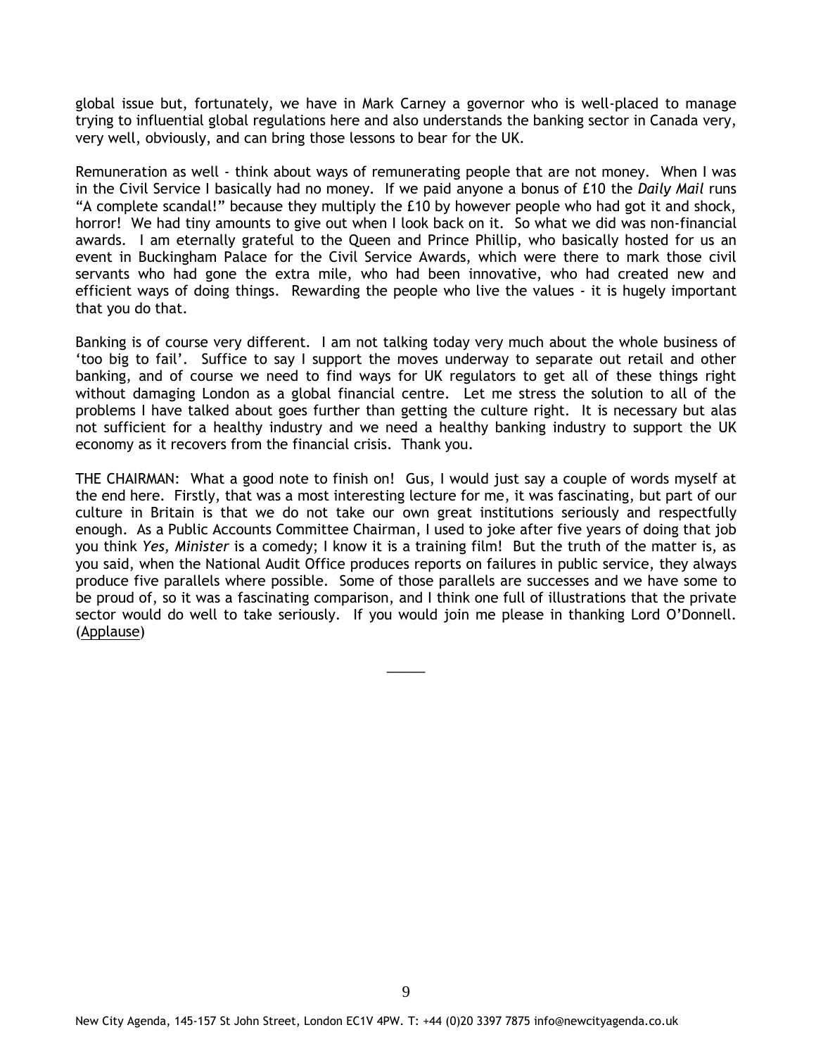global issue but, fortunately, we have in Mark Carney a governor who is well-placed to manage trying to influential global regulations here and also understands the banking sector in Canada very, very well, obviously, and can bring those lessons to bear for the UK.

Remuneration as well - think about ways of remunerating people that are not money. When I was in the Civil Service I basically had no money. If we paid anyone a bonus of £10 the *Daily Mail* runs "A complete scandal!" because they multiply the £10 by however people who had got it and shock, horror! We had tiny amounts to give out when I look back on it. So what we did was non-financial awards. I am eternally grateful to the Queen and Prince Phillip, who basically hosted for us an event in Buckingham Palace for the Civil Service Awards, which were there to mark those civil servants who had gone the extra mile, who had been innovative, who had created new and efficient ways of doing things. Rewarding the people who live the values - it is hugely important that you do that.

Banking is of course very different. I am not talking today very much about the whole business of 'too big to fail'. Suffice to say I support the moves underway to separate out retail and other banking, and of course we need to find ways for UK regulators to get all of these things right without damaging London as a global financial centre. Let me stress the solution to all of the problems I have talked about goes further than getting the culture right. It is necessary but alas not sufficient for a healthy industry and we need a healthy banking industry to support the UK economy as it recovers from the financial crisis. Thank you.

THE CHAIRMAN: What a good note to finish on! Gus, I would just say a couple of words myself at the end here. Firstly, that was a most interesting lecture for me, it was fascinating, but part of our culture in Britain is that we do not take our own great institutions seriously and respectfully enough. As a Public Accounts Committee Chairman, I used to joke after five years of doing that job you think *Yes, Minister* is a comedy; I know it is a training film! But the truth of the matter is, as you said, when the National Audit Office produces reports on failures in public service, they always produce five parallels where possible. Some of those parallels are successes and we have some to be proud of, so it was a fascinating comparison, and I think one full of illustrations that the private sector would do well to take seriously. If you would join me please in thanking Lord O'Donnell. (Applause)

_____

New City Agenda, 145-157 St John Street, London EC1V 4PW. T: +44 (0)20 3397 7875 info@newcityagenda.co.uk